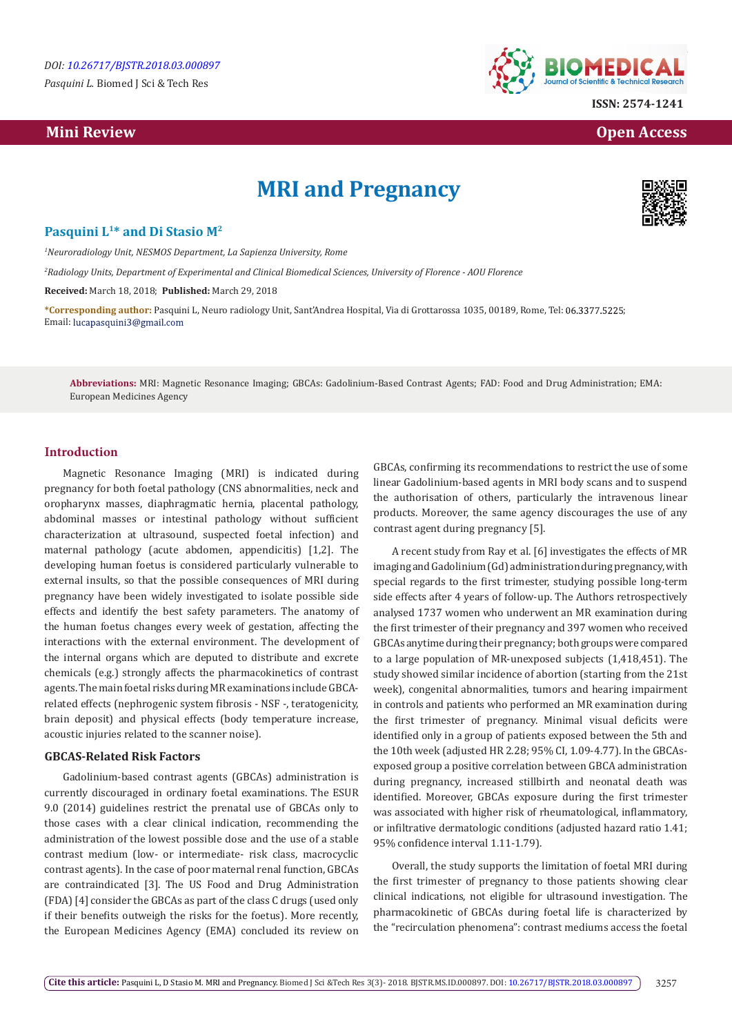DOI: 10.26717/BJSTR.2018.03.000897

*Pasquini L.* Biomed J Sci & Tech Res

ISSN: 2574-1241

**Mini Review** | **Open Access**

# MRI and Pregnancy

**Pasquini L[1]\* and Di Stasio M[2]**

*[1]Neuroradiology Unit, NESMOS Department, La Sapienza University, Rome*

*[2]Radiology Units, Department of Experimental and Clinical Biomedical Sciences, University of Florence - AOU Florence*

**Received:** March 18, 2018; **Published:** March 29, 2018

***Corresponding author:** Pasquini L, Neuro radiology Unit, Sant'Andrea Hospital, Via di Grottarossa 1035, 00189, Rome, Tel: 06.3377.5225; Email: lucapasquini3@gmail.com

**Abbreviations:** MRI: Magnetic Resonance Imaging; GBCAs: Gadolinium-Based Contrast Agents; FAD: Food and Drug Administration; EMA: European Medicines Agency

## Introduction

Magnetic Resonance Imaging (MRI) is indicated during pregnancy for both foetal pathology (CNS abnormalities, neck and oropharynx masses, diaphragmatic hernia, placental pathology, abdominal masses or intestinal pathology without sufficient characterization at ultrasound, suspected foetal infection) and maternal pathology (acute abdomen, appendicitis) [1,2]. The developing human foetus is considered particularly vulnerable to external insults, so that the possible consequences of MRI during pregnancy have been widely investigated to isolate possible side effects and identify the best safety parameters. The anatomy of the human foetus changes every week of gestation, affecting the interactions with the external environment. The development of the internal organs which are deputed to distribute and excrete chemicals (e.g.) strongly affects the pharmacokinetics of contrast agents. The main foetal risks during MR examinations include GBCA-related effects (nephrogenic system fibrosis - NSF -, teratogenicity, brain deposit) and physical effects (body temperature increase, acoustic injuries related to the scanner noise).

### GBCAS-Related Risk Factors

Gadolinium-based contrast agents (GBCAs) administration is currently discouraged in ordinary foetal examinations. The ESUR 9.0 (2014) guidelines restrict the prenatal use of GBCAs only to those cases with a clear clinical indication, recommending the administration of the lowest possible dose and the use of a stable contrast medium (low- or intermediate- risk class, macrocyclic contrast agents). In the case of poor maternal renal function, GBCAs are contraindicated [3]. The US Food and Drug Administration (FDA) [4] consider the GBCAs as part of the class C drugs (used only if their benefits outweigh the risks for the foetus). More recently, the European Medicines Agency (EMA) concluded its review on GBCAs, confirming its recommendations to restrict the use of some linear Gadolinium-based agents in MRI body scans and to suspend the authorisation of others, particularly the intravenous linear products. Moreover, the same agency discourages the use of any contrast agent during pregnancy [5].

A recent study from Ray et al. [6] investigates the effects of MR imaging and Gadolinium (Gd) administration during pregnancy, with special regards to the first trimester, studying possible long-term side effects after 4 years of follow-up. The Authors retrospectively analysed 1737 women who underwent an MR examination during the first trimester of their pregnancy and 397 women who received GBCAs anytime during their pregnancy; both groups were compared to a large population of MR-unexposed subjects (1,418,451). The study showed similar incidence of abortion (starting from the 21st week), congenital abnormalities, tumors and hearing impairment in controls and patients who performed an MR examination during the first trimester of pregnancy. Minimal visual deficits were identified only in a group of patients exposed between the 5th and the 10th week (adjusted HR 2.28; 95% CI, 1.09-4.77). In the GBCAs-exposed group a positive correlation between GBCA administration during pregnancy, increased stillbirth and neonatal death was identified. Moreover, GBCAs exposure during the first trimester was associated with higher risk of rheumatological, inflammatory, or infiltrative dermatologic conditions (adjusted hazard ratio 1.41; 95% confidence interval 1.11-1.79).

Overall, the study supports the limitation of foetal MRI during the first trimester of pregnancy to those patients showing clear clinical indications, not eligible for ultrasound investigation. The pharmacokinetic of GBCAs during foetal life is characterized by the "recirculation phenomena": contrast mediums access the foetal

**Cite this article:** Pasquini L, D Stasio M. MRI and Pregnancy. Biomed J Sci &Tech Res 3(3)- 2018. BJSTR.MS.ID.000897. DOI: 10.26717/BJSTR.2018.03.000897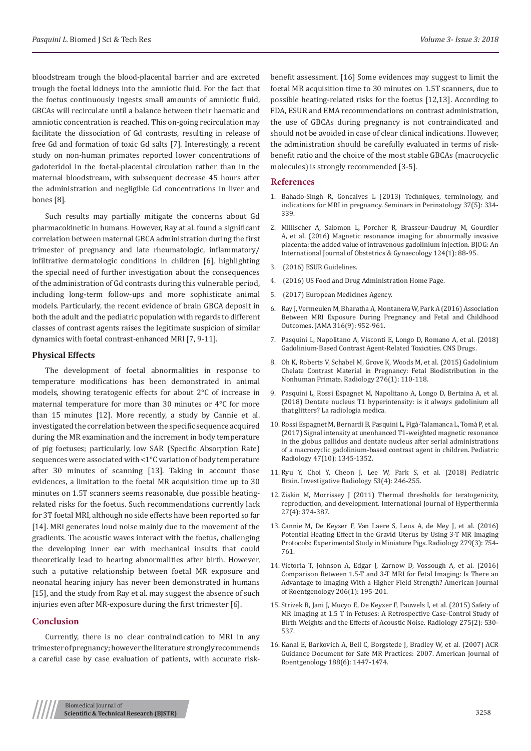bloodstream trough the blood-placental barrier and are excreted trough the foetal kidneys into the amniotic fluid. For the fact that the foetus continuously ingests small amounts of amniotic fluid, GBCAs will recirculate until a balance between their haematic and amniotic concentration is reached. This on-going recirculation may facilitate the dissociation of Gd contrasts, resulting in release of free Gd and formation of toxic Gd salts [7]. Interestingly, a recent study on non-human primates reported lower concentrations of gadoteridol in the foetal-placental circulation rather than in the maternal bloodstream, with subsequent decrease 45 hours after the administration and negligible Gd concentrations in liver and bones [8].

Such results may partially mitigate the concerns about Gd pharmacokinetic in humans. However, Ray at al. found a significant correlation between maternal GBCA administration during the first trimester of pregnancy and late rheumatologic, inflammatory/infiltrative dermatologic conditions in children [6], highlighting the special need of further investigation about the consequences of the administration of Gd contrasts during this vulnerable period, including long-term follow-ups and more sophisticate animal models. Particularly, the recent evidence of brain GBCA deposit in both the adult and the pediatric population with regards to different classes of contrast agents raises the legitimate suspicion of similar dynamics with foetal contrast-enhanced MRI [7, 9-11].

### Physical Effects

The development of foetal abnormalities in response to temperature modifications has been demonstrated in animal models, showing teratogenic effects for about 2°C of increase in maternal temperature for more than 30 minutes or 4°C for more than 15 minutes [12]. More recently, a study by Cannie et al. investigated the correlation between the specific sequence acquired during the MR examination and the increment in body temperature of pig foetuses; particularly, low SAR (Specific Absorption Rate) sequences were associated with <1°C variation of body temperature after 30 minutes of scanning [13]. Taking in account those evidences, a limitation to the foetal MR acquisition time up to 30 minutes on 1.5T scanners seems reasonable, due possible heating-related risks for the foetus. Such recommendations currently lack for 3T foetal MRI, although no side effects have been reported so far [14]. MRI generates loud noise mainly due to the movement of the gradients. The acoustic waves interact with the foetus, challenging the developing inner ear with mechanical insults that could theoretically lead to hearing abnormalities after birth. However, such a putative relationship between foetal MR exposure and neonatal hearing injury has never been demonstrated in humans [15], and the study from Ray et al. may suggest the absence of such injuries even after MR-exposure during the first trimester [6].

## Conclusion

Currently, there is no clear contraindication to MRI in any trimester of pregnancy; however the literature strongly recommends a careful case by case evaluation of patients, with accurate risk-benefit assessment. [16] Some evidences may suggest to limit the foetal MR acquisition time to 30 minutes on 1.5T scanners, due to possible heating-related risks for the foetus [12,13]. According to FDA, ESUR and EMA recommendations on contrast administration, the use of GBCAs during pregnancy is not contraindicated and should not be avoided in case of clear clinical indications. However, the administration should be carefully evaluated in terms of risk-benefit ratio and the choice of the most stable GBCAs (macrocyclic molecules) is strongly recommended [3-5].

## References

1. Bahado-Singh R, Goncalves L (2013) Techniques, terminology, and indications for MRI in pregnancy. Seminars in Perinatology 37(5): 334-339.
2. Millischer A, Salomon L, Porcher R, Brasseur-Daudruy M, Gourdier A, et al. (2016) Magnetic resonance imaging for abnormally invasive placenta: the added value of intravenous gadolinium injection. BJOG: An International Journal of Obstetrics & Gynaecology 124(1): 88-95.
3. (2016) ESUR Guidelines.
4. (2016) US Food and Drug Administration Home Page.
5. (2017) European Medicines Agency.
6. Ray J, Vermeulen M, Bharatha A, Montanera W, Park A (2016) Association Between MRI Exposure During Pregnancy and Fetal and Childhood Outcomes. JAMA 316(9): 952-961.
7. Pasquini L, Napolitano A, Visconti E, Longo D, Romano A, et al. (2018) Gadolinium-Based Contrast Agent-Related Toxicities. CNS Drugs.
8. Oh K, Roberts V, Schabel M, Grove K, Woods M, et al. (2015) Gadolinium Chelate Contrast Material in Pregnancy: Fetal Biodistribution in the Nonhuman Primate. Radiology 276(1): 110-118.
9. Pasquini L, Rossi Espagnet M, Napolitano A, Longo D, Bertaina A, et al. (2018) Dentate nucleus T1 hyperintensity: is it always gadolinium all that glitters? La radiologia medica.
10. Rossi Espagnet M, Bernardi B, Pasquini L, Figà-Talamanca L, Tomà P, et al. (2017) Signal intensity at unenhanced T1-weighted magnetic resonance in the globus pallidus and dentate nucleus after serial administrations of a macrocyclic gadolinium-based contrast agent in children. Pediatric Radiology 47(10): 1345-1352.
11. Ryu Y, Choi Y, Cheon J, Lee W, Park S, et al. (2018) Pediatric Brain. Investigative Radiology 53(4): 246-255.
12. Ziskin M, Morrissey J (2011) Thermal thresholds for teratogenicity, reproduction, and development. International Journal of Hyperthermia 27(4): 374-387.
13. Cannie M, De Keyzer F, Van Laere S, Leus A, de Mey J, et al. (2016) Potential Heating Effect in the Gravid Uterus by Using 3-T MR Imaging Protocols: Experimental Study in Miniature Pigs. Radiology 279(3): 754-761.
14. Victoria T, Johnson A, Edgar J, Zarnow D, Vossough A, et al. (2016) Comparison Between 1.5-T and 3-T MRI for Fetal Imaging: Is There an Advantage to Imaging With a Higher Field Strength? American Journal of Roentgenology 206(1): 195-201.
15. Strizek B, Jani J, Mucyo E, De Keyzer F, Pauwels I, et al. (2015) Safety of MR Imaging at 1.5 T in Fetuses: A Retrospective Case-Control Study of Birth Weights and the Effects of Acoustic Noise. Radiology 275(2): 530-537.
16. Kanal E, Barkovich A, Bell C, Borgstede J, Bradley W, et al. (2007) ACR Guidance Document for Safe MR Practices: 2007. American Journal of Roentgenology 188(6): 1447-1474.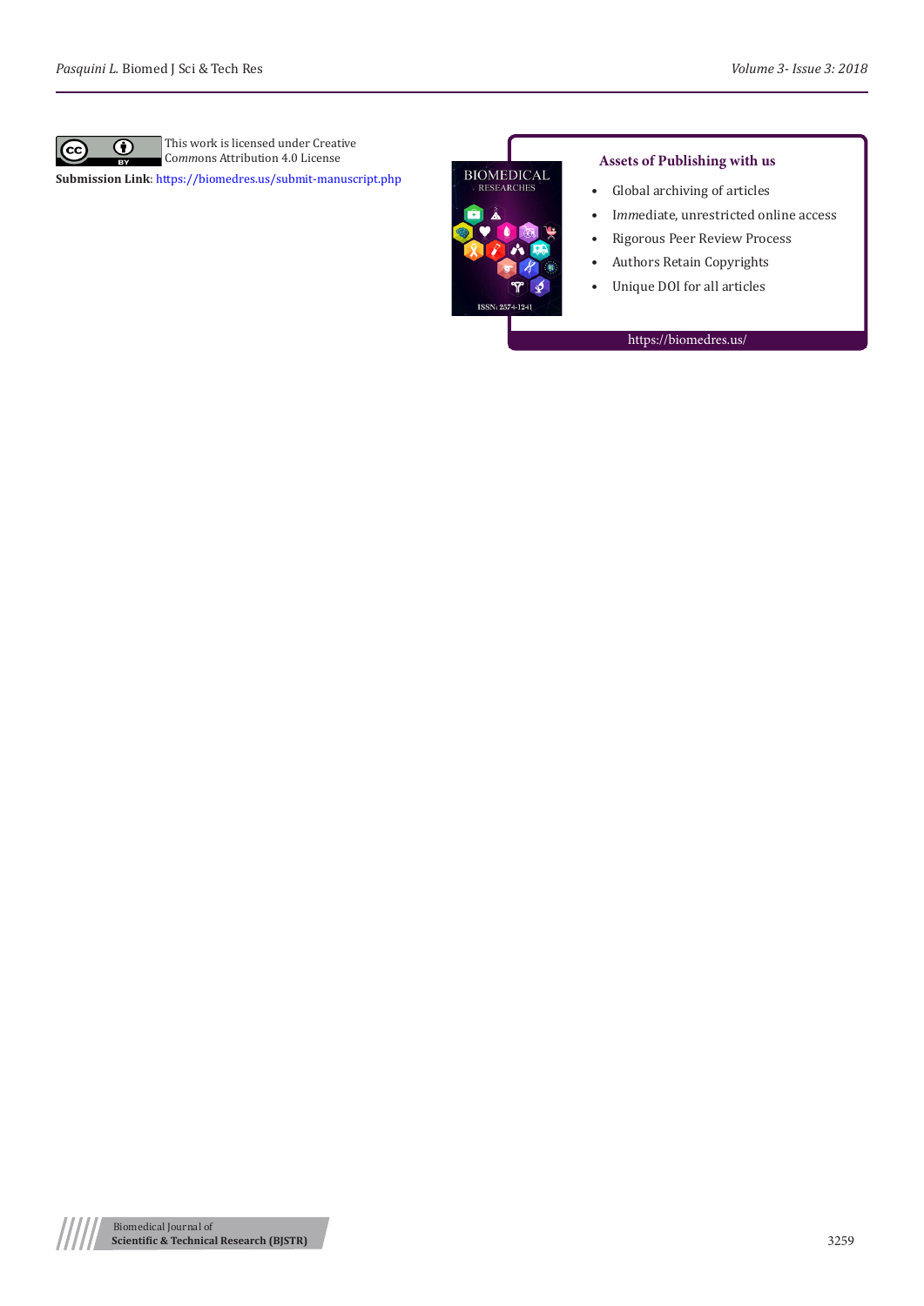This work is licensed under Creative Commons Attribution 4.0 License

**Submission Link**: https://biomedres.us/submit-manuscript.php

**Assets of Publishing with us**

- Global archiving of articles
- Immediate, unrestricted online access
- Rigorous Peer Review Process
- Authors Retain Copyrights
- Unique DOI for all articles

https://biomedres.us/